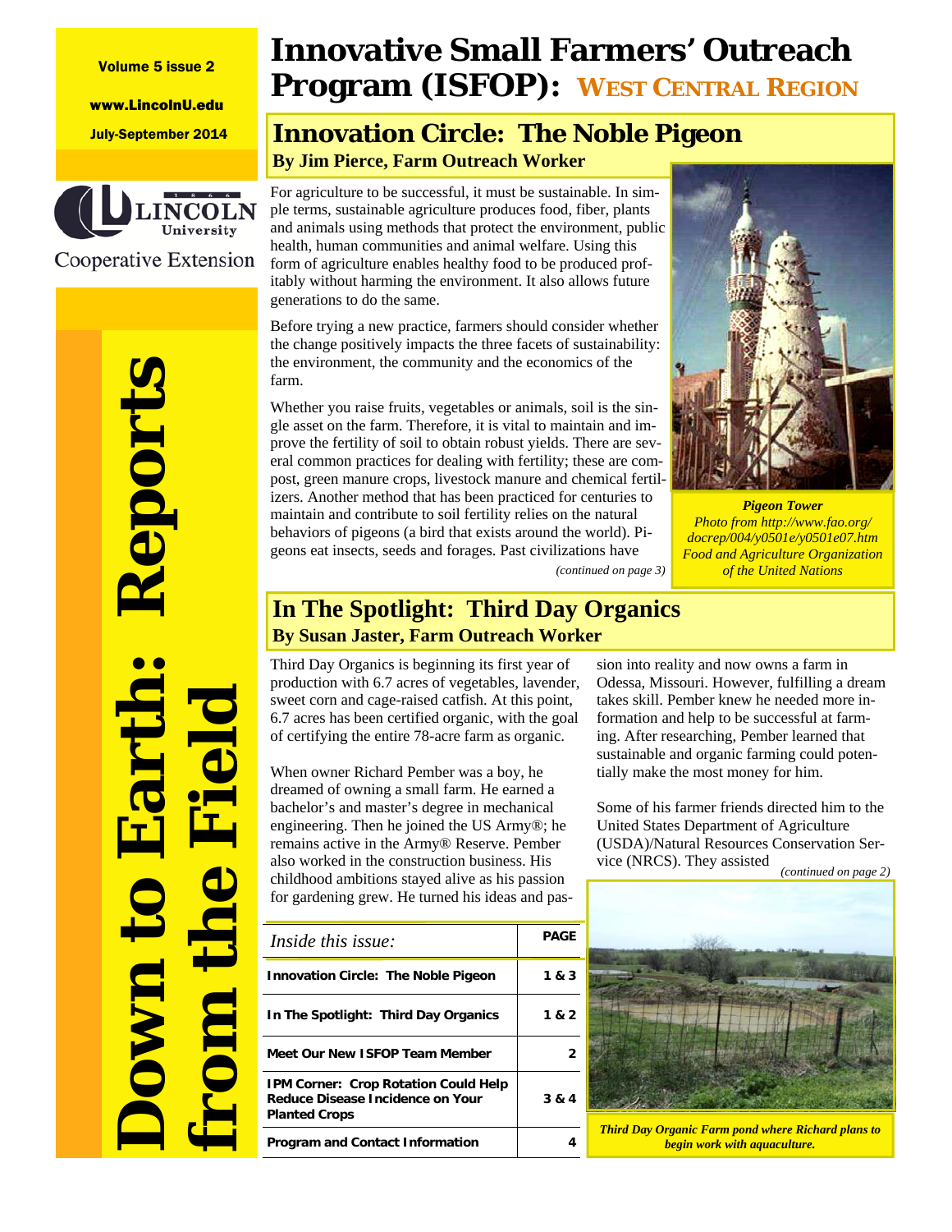Volume 5 issue 2

www.LincolnU.edu

July-September 2014

Lincoln University Cooperative Extension

**Down to Earth: Reports from the Field**

# Innovative Small Farmers' Outreach Program (ISFOP): WEST CENTRAL REGION

## Innovation Circle: The Noble Pigeon

**By Jim Pierce, Farm Outreach Worker**

For agriculture to be successful, it must be sustainable. In simple terms, sustainable agriculture produces food, fiber, plants and animals using methods that protect the environment, public health, human communities and animal welfare. Using this form of agriculture enables healthy food to be produced profitably without harming the environment. It also allows future generations to do the same.

Before trying a new practice, farmers should consider whether the change positively impacts the three facets of sustainability: the environment, the community and the economics of the farm.

Whether you raise fruits, vegetables or animals, soil is the single asset on the farm. Therefore, it is vital to maintain and improve the fertility of soil to obtain robust yields. There are several common practices for dealing with fertility; these are compost, green manure crops, livestock manure and chemical fertilizers. Another method that has been practiced for centuries to maintain and contribute to soil fertility relies on the natural behaviors of pigeons (a bird that exists around the world). Pigeons eat insects, seeds and forages. Past civilizations have

*(continued on page 3)*

***Pigeon Tower***
*Photo from http://www.fao.org/docrep/004/y0501e/y0501e07.htm Food and Agriculture Organization of the United Nations*

## In The Spotlight: Third Day Organics

**By Susan Jaster, Farm Outreach Worker**

Third Day Organics is beginning its first year of production with 6.7 acres of vegetables, lavender, sweet corn and cage-raised catfish. At this point, 6.7 acres has been certified organic, with the goal of certifying the entire 78-acre farm as organic.

When owner Richard Pember was a boy, he dreamed of owning a small farm. He earned a bachelor's and master's degree in mechanical engineering. Then he joined the US Army®; he remains active in the Army® Reserve. Pember also worked in the construction business. His childhood ambitions stayed alive as his passion for gardening grew. He turned his ideas and passion into reality and now owns a farm in Odessa, Missouri. However, fulfilling a dream takes skill. Pember knew he needed more information and help to be successful at farming. After researching, Pember learned that sustainable and organic farming could potentially make the most money for him.

Some of his farmer friends directed him to the United States Department of Agriculture (USDA)/Natural Resources Conservation Service (NRCS). They assisted

*(continued on page 2)*

***Third Day Organic Farm pond where Richard plans to begin work with aquaculture.***

| *Inside this issue:* | PAGE |
|---|---|
| **Innovation Circle: The Noble Pigeon** | **1 & 3** |
| **In The Spotlight: Third Day Organics** | **1 & 2** |
| **Meet Our New ISFOP Team Member** | **2** |
| **IPM Corner: Crop Rotation Could Help Reduce Disease Incidence on Your Planted Crops** | **3 & 4** |
| **Program and Contact Information** | **4** |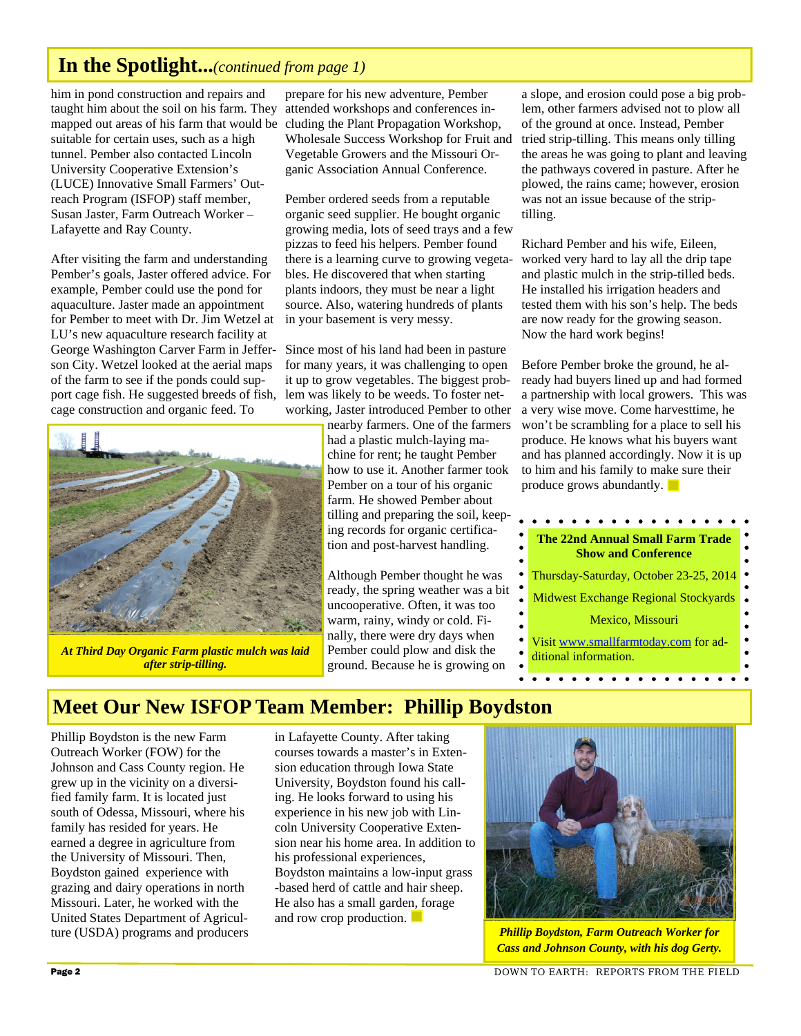## In the Spotlight...*(continued from page 1)*

him in pond construction and repairs and taught him about the soil on his farm. They mapped out areas of his farm that would be suitable for certain uses, such as a high tunnel. Pember also contacted Lincoln University Cooperative Extension's (LUCE) Innovative Small Farmers' Outreach Program (ISFOP) staff member, Susan Jaster, Farm Outreach Worker – Lafayette and Ray County.

After visiting the farm and understanding Pember's goals, Jaster offered advice. For example, Pember could use the pond for aquaculture. Jaster made an appointment for Pember to meet with Dr. Jim Wetzel at LU's new aquaculture research facility at George Washington Carver Farm in Jefferson City. Wetzel looked at the aerial maps of the farm to see if the ponds could support cage fish. He suggested breeds of fish, cage construction and organic feed. To prepare for his new adventure, Pember attended workshops and conferences including the Plant Propagation Workshop, Wholesale Success Workshop for Fruit and Vegetable Growers and the Missouri Organic Association Annual Conference.

Pember ordered seeds from a reputable organic seed supplier. He bought organic growing media, lots of seed trays and a few pizzas to feed his helpers. Pember found there is a learning curve to growing vegetables. He discovered that when starting plants indoors, they must be near a light source. Also, watering hundreds of plants in your basement is very messy.

Since most of his land had been in pasture for many years, it was challenging to open it up to grow vegetables. The biggest problem was likely to be weeds. To foster networking, Jaster introduced Pember to other nearby farmers. One of the farmers had a plastic mulch-laying machine for rent; he taught Pember how to use it. Another farmer took Pember on a tour of his organic farm. He showed Pember about tilling and preparing the soil, keeping records for organic certification and post-harvest handling.

*At Third Day Organic Farm plastic mulch was laid after strip-tilling.*

Although Pember thought he was ready, the spring weather was a bit uncooperative. Often, it was too warm, rainy, windy or cold. Finally, there were dry days when Pember could plow and disk the ground. Because he is growing on a slope, and erosion could pose a big problem, other farmers advised not to plow all of the ground at once. Instead, Pember tried strip-tilling. This means only tilling the areas he was going to plant and leaving the pathways covered in pasture. After he plowed, the rains came; however, erosion was not an issue because of the strip-tilling.

Richard Pember and his wife, Eileen, worked very hard to lay all the drip tape and plastic mulch in the strip-tilled beds. He installed his irrigation headers and tested them with his son's help. The beds are now ready for the growing season. Now the hard work begins!

Before Pember broke the ground, he already had buyers lined up and had formed a partnership with local growers. This was a very wise move. Come harvesttime, he won't be scrambling for a place to sell his produce. He knows what his buyers want and has planned accordingly. Now it is up to him and his family to make sure their produce grows abundantly.

**The 22nd Annual Small Farm Trade Show and Conference**

Thursday-Saturday, October 23-25, 2014

Midwest Exchange Regional Stockyards

Mexico, Missouri

Visit www.smallfarmtoday.com for additional information.

## Meet Our New ISFOP Team Member: Phillip Boydston

Phillip Boydston is the new Farm Outreach Worker (FOW) for the Johnson and Cass County region. He grew up in the vicinity on a diversified family farm. It is located just south of Odessa, Missouri, where his family has resided for years. He earned a degree in agriculture from the University of Missouri. Then, Boydston gained experience with grazing and dairy operations in north Missouri. Later, he worked with the United States Department of Agriculture (USDA) programs and producers in Lafayette County. After taking courses towards a master's in Extension education through Iowa State University, Boydston found his calling. He looks forward to using his experience in his new job with Lincoln University Cooperative Extension near his home area. In addition to his professional experiences, Boydston maintains a low-input grass-based herd of cattle and hair sheep. He also has a small garden, forage and row crop production.

*Phillip Boydston, Farm Outreach Worker for Cass and Johnson County, with his dog Gerty.*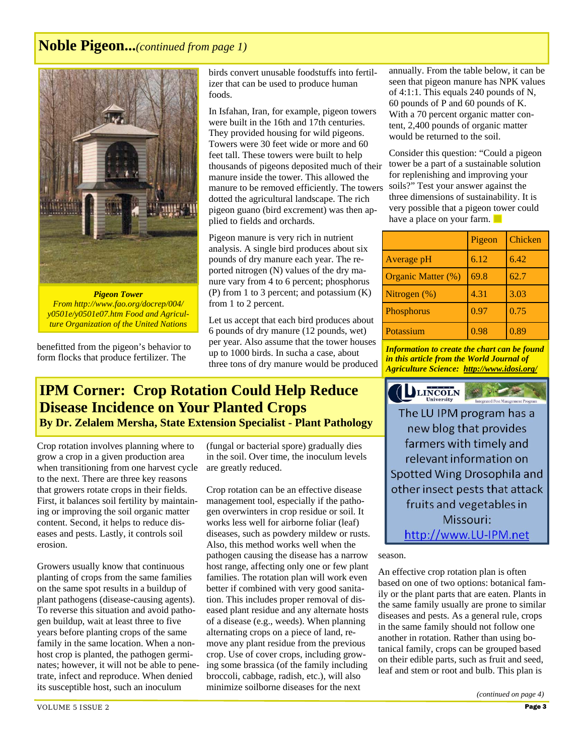## Noble Pigeon...*(continued from page 1)*

***Pigeon Tower***
*From http://www.fao.org/docrep/004/y0501e/y0501e07.htm Food and Agriculture Organization of the United Nations*

benefitted from the pigeon's behavior to form flocks that produce fertilizer. The birds convert unusable foodstuffs into fertilizer that can be used to produce human foods.

In Isfahan, Iran, for example, pigeon towers were built in the 16th and 17th centuries. They provided housing for wild pigeons. Towers were 30 feet wide or more and 60 feet tall. These towers were built to help thousands of pigeons deposited much of their manure inside the tower. This allowed the manure to be removed efficiently. The towers dotted the agricultural landscape. The rich pigeon guano (bird excrement) was then applied to fields and orchards.

Pigeon manure is very rich in nutrient analysis. A single bird produces about six pounds of dry manure each year. The reported nitrogen (N) values of the dry manure vary from 4 to 6 percent; phosphorus (P) from 1 to 3 percent; and potassium (K) from 1 to 2 percent.

Let us accept that each bird produces about 6 pounds of dry manure (12 pounds, wet) per year. Also assume that the tower houses up to 1000 birds. In sucha a case, about three tons of dry manure would be produced annually. From the table below, it can be seen that pigeon manure has NPK values of 4:1:1. This equals 240 pounds of N, 60 pounds of P and 60 pounds of K. With a 70 percent organic matter content, 2,400 pounds of organic matter would be returned to the soil.

Consider this question: "Could a pigeon tower be a part of a sustainable solution for replenishing and improving your soils?" Test your answer against the three dimensions of sustainability. It is very possible that a pigeon tower could have a place on your farm.

| | Pigeon | Chicken |
|---|---|---|
| Average pH | 6.12 | 6.42 |
| Organic Matter (%) | 69.8 | 62.7 |
| Nitrogen (%) | 4.31 | 3.03 |
| Phosphorus | 0.97 | 0.75 |
| Potassium | 0.98 | 0.89 |

***Information to create the chart can be found in this article from the World Journal of Agriculture Science: http://www.idosi.org/***

## IPM Corner: Crop Rotation Could Help Reduce Disease Incidence on Your Planted Crops

**By Dr. Zelalem Mersha, State Extension Specialist - Plant Pathology**

Crop rotation involves planning where to grow a crop in a given production area when transitioning from one harvest cycle to the next. There are three key reasons that growers rotate crops in their fields. First, it balances soil fertility by maintaining or improving the soil organic matter content. Second, it helps to reduce diseases and pests. Lastly, it controls soil erosion.

Growers usually know that continuous planting of crops from the same families on the same spot results in a buildup of plant pathogens (disease-causing agents). To reverse this situation and avoid pathogen buildup, wait at least three to five years before planting crops of the same family in the same location. When a non-host crop is planted, the pathogen germinates; however, it will not be able to penetrate, infect and reproduce. When denied its susceptible host, such an inoculum (fungal or bacterial spore) gradually dies in the soil. Over time, the inoculum levels are greatly reduced.

Crop rotation can be an effective disease management tool, especially if the pathogen overwinters in crop residue or soil. It works less well for airborne foliar (leaf) diseases, such as powdery mildew or rusts. Also, this method works well when the pathogen causing the disease has a narrow host range, affecting only one or few plant families. The rotation plan will work even better if combined with very good sanitation. This includes proper removal of diseased plant residue and any alternate hosts of a disease (e.g., weeds). When planning alternating crops on a piece of land, remove any plant residue from the previous crop. Use of cover crops, including growing some brassica (of the family including broccoli, cabbage, radish, etc.), will also minimize soilborne diseases for the next season.

An effective crop rotation plan is often based on one of two options: botanical family or the plant parts that are eaten. Plants in the same family usually are prone to similar diseases and pests. As a general rule, crops in the same family should not follow one another in rotation. Rather than using botanical family, crops can be grouped based on their edible parts, such as fruit and seed, leaf and stem or root and bulb. This plan is

*(continued on page 4)*

---

LINCOLN University — Integrated Pest Management Program

The LU IPM program has a new blog that provides farmers with timely and relevant information on Spotted Wing Drosophila and other insect pests that attack fruits and vegetables in Missouri: http://www.LU-IPM.net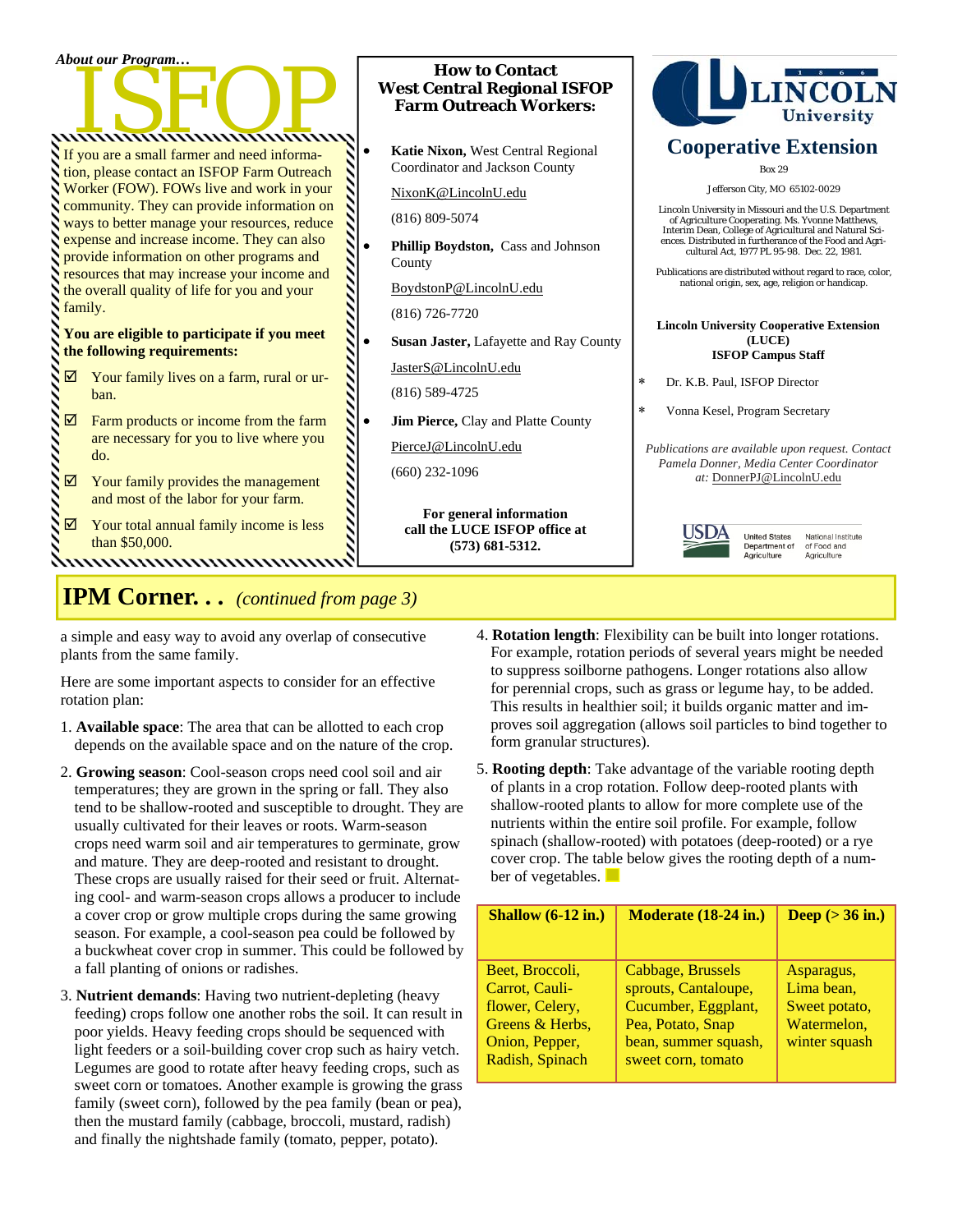*About our Program…*

# ISFOP

If you are a small farmer and need information, please contact an ISFOP Farm Outreach Worker (FOW). FOWs live and work in your community. They can provide information on ways to better manage your resources, reduce expense and increase income. They can also provide information on other programs and resources that may increase your income and the overall quality of life for you and your family.

**You are eligible to participate if you meet the following requirements:**

- ☑ Your family lives on a farm, rural or urban.
- ☑ Farm products or income from the farm are necessary for you to live where you do.
- ☑ Your family provides the management and most of the labor for your farm.
- ☑ Your total annual family income is less than $50,000.

## How to Contact West Central Regional ISFOP Farm Outreach Workers:

- **Katie Nixon,** West Central Regional Coordinator and Jackson County

  NixonK@LincolnU.edu

  (816) 809-5074

- **Phillip Boydston,** Cass and Johnson County

  BoydstonP@LincolnU.edu

  (816) 726-7720

- **Susan Jaster,** Lafayette and Ray County

  JasterS@LincolnU.edu

  (816) 589-4725

- **Jim Pierce,** Clay and Platte County

  PierceJ@LincolnU.edu

  (660) 232-1096

**For general information call the LUCE ISFOP office at (573) 681-5312.**

1866 LINCOLN University

## Cooperative Extension

Box 29

Jefferson City, MO 65102-0029

Lincoln University in Missouri and the U.S. Department of Agriculture Cooperating. Ms. Yvonne Matthews, Interim Dean, College of Agricultural and Natural Sciences. Distributed in furtherance of the Food and Agricultural Act, 1977 PL 95-98. Dec. 22, 1981.

Publications are distributed without regard to race, color, national origin, sex, age, religion or handicap.

**Lincoln University Cooperative Extension (LUCE) ISFOP Campus Staff**

- \* Dr. K.B. Paul, ISFOP Director
- \* Vonna Kesel, Program Secretary

*Publications are available upon request. Contact Pamela Donner, Media Center Coordinator at:* DonnerPJ@LincolnU.edu

USDA United States Department of Agriculture — National Institute of Food and Agriculture

## IPM Corner. . . *(continued from page 3)*

a simple and easy way to avoid any overlap of consecutive plants from the same family.

Here are some important aspects to consider for an effective rotation plan:

1. **Available space**: The area that can be allotted to each crop depends on the available space and on the nature of the crop.
2. **Growing season**: Cool-season crops need cool soil and air temperatures; they are grown in the spring or fall. They also tend to be shallow-rooted and susceptible to drought. They are usually cultivated for their leaves or roots. Warm-season crops need warm soil and air temperatures to germinate, grow and mature. They are deep-rooted and resistant to drought. These crops are usually raised for their seed or fruit. Alternating cool- and warm-season crops allows a producer to include a cover crop or grow multiple crops during the same growing season. For example, a cool-season pea could be followed by a buckwheat cover crop in summer. This could be followed by a fall planting of onions or radishes.
3. **Nutrient demands**: Having two nutrient-depleting (heavy feeding) crops follow one another robs the soil. It can result in poor yields. Heavy feeding crops should be sequenced with light feeders or a soil-building cover crop such as hairy vetch. Legumes are good to rotate after heavy feeding crops, such as sweet corn or tomatoes. Another example is growing the grass family (sweet corn), followed by the pea family (bean or pea), then the mustard family (cabbage, broccoli, mustard, radish) and finally the nightshade family (tomato, pepper, potato).
4. **Rotation length**: Flexibility can be built into longer rotations. For example, rotation periods of several years might be needed to suppress soilborne pathogens. Longer rotations also allow for perennial crops, such as grass or legume hay, to be added. This results in healthier soil; it builds organic matter and improves soil aggregation (allows soil particles to bind together to form granular structures).
5. **Rooting depth**: Take advantage of the variable rooting depth of plants in a crop rotation. Follow deep-rooted plants with shallow-rooted plants to allow for more complete use of the nutrients within the entire soil profile. For example, follow spinach (shallow-rooted) with potatoes (deep-rooted) or a rye cover crop. The table below gives the rooting depth of a number of vegetables.

| Shallow (6-12 in.) | Moderate (18-24 in.) | Deep (> 36 in.) |
|---|---|---|
| Beet, Broccoli, Carrot, Cauliflower, Celery, Greens & Herbs, Onion, Pepper, Radish, Spinach | Cabbage, Brussels sprouts, Cantaloupe, Cucumber, Eggplant, Pea, Potato, Snap bean, summer squash, sweet corn, tomato | Asparagus, Lima bean, Sweet potato, Watermelon, winter squash |